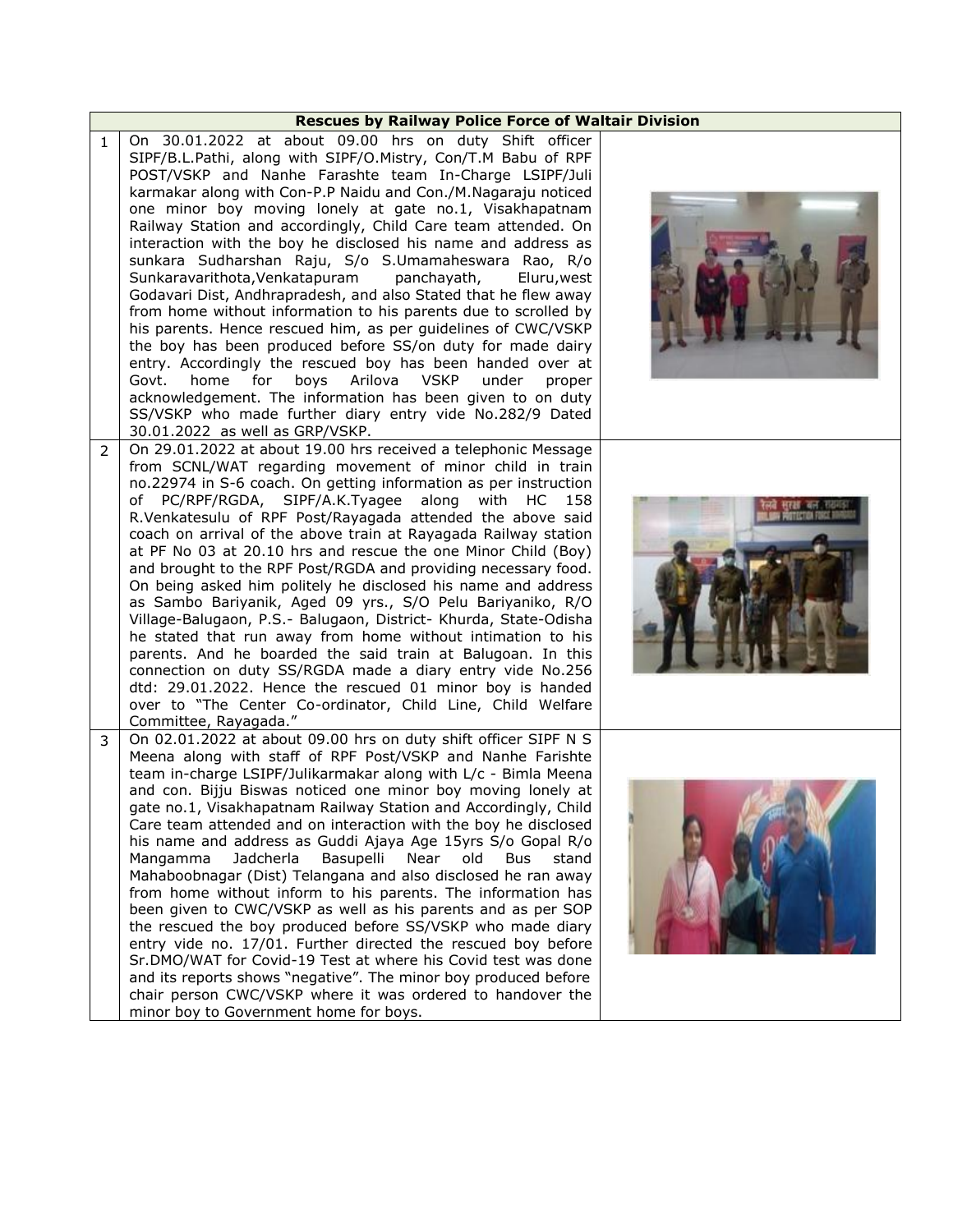| Rescues by Railway Police Force of Waltair Division | | |
|---|---|---|
| 1 | On 30.01.2022 at about 09.00 hrs on duty Shift officer SIPF/B.L.Pathi, along with SIPF/O.Mistry, Con/T.M Babu of RPF POST/VSKP and Nanhe Farashte team In-Charge LSIPF/Juli karmakar along with Con-P.P Naidu and Con./M.Nagaraju noticed one minor boy moving lonely at gate no.1, Visakhapatnam Railway Station and accordingly, Child Care team attended. On interaction with the boy he disclosed his name and address as sunkara Sudharshan Raju, S/o S.Umamaheswara Rao, R/o Sunkaravarithota,Venkatapuram panchayath, Eluru,west Godavari Dist, Andhrapradesh, and also Stated that he flew away from home without information to his parents due to scrolled by his parents. Hence rescued him, as per guidelines of CWC/VSKP the boy has been produced before SS/on duty for made dairy entry. Accordingly the rescued boy has been handed over at Govt. home for boys Arilova VSKP under proper acknowledgement. The information has been given to on duty SS/VSKP who made further diary entry vide No.282/9 Dated 30.01.2022 as well as GRP/VSKP. | |
| 2 | On 29.01.2022 at about 19.00 hrs received a telephonic Message from SCNL/WAT regarding movement of minor child in train no.22974 in S-6 coach. On getting information as per instruction of PC/RPF/RGDA, SIPF/A.K.Tyagee along with HC 158 R.Venkatesulu of RPF Post/Rayagada attended the above said coach on arrival of the above train at Rayagada Railway station at PF No 03 at 20.10 hrs and rescue the one Minor Child (Boy) and brought to the RPF Post/RGDA and providing necessary food. On being asked him politely he disclosed his name and address as Sambo Bariyanik, Aged 09 yrs., S/O Pelu Bariyaniko, R/O Village-Balugaon, P.S.- Balugaon, District- Khurda, State-Odisha he stated that run away from home without intimation to his parents. And he boarded the said train at Balugoan. In this connection on duty SS/RGDA made a diary entry vide No.256 dtd: 29.01.2022. Hence the rescued 01 minor boy is handed over to "The Center Co-ordinator, Child Line, Child Welfare Committee, Rayagada." | |
| 3 | On 02.01.2022 at about 09.00 hrs on duty shift officer SIPF N S Meena along with staff of RPF Post/VSKP and Nanhe Farishte team in-charge LSIPF/Julikarmakar along with L/c - Bimla Meena and con. Bijju Biswas noticed one minor boy moving lonely at gate no.1, Visakhapatnam Railway Station and Accordingly, Child Care team attended and on interaction with the boy he disclosed his name and address as Guddi Ajaya Age 15yrs S/o Gopal R/o Mangamma Jadcherla Basupelli Near old Bus stand Mahaboobnagar (Dist) Telangana and also disclosed he ran away from home without inform to his parents. The information has been given to CWC/VSKP as well as his parents and as per SOP the rescued the boy produced before SS/VSKP who made diary entry vide no. 17/01. Further directed the rescued boy before Sr.DMO/WAT for Covid-19 Test at where his Covid test was done and its reports shows "negative". The minor boy produced before chair person CWC/VSKP where it was ordered to handover the minor boy to Government home for boys. | |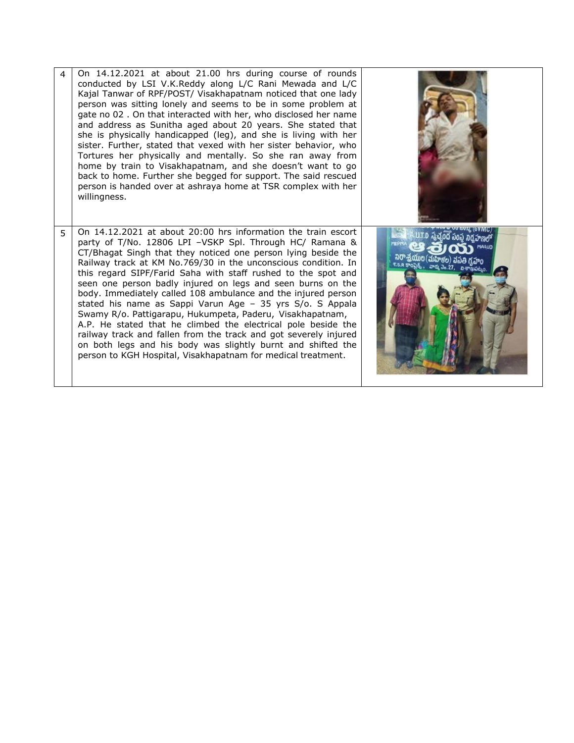| | | |
|---|---|---|
| 4 | On 14.12.2021 at about 21.00 hrs during course of rounds conducted by LSI V.K.Reddy along L/C Rani Mewada and L/C Kajal Tanwar of RPF/POST/ Visakhapatnam noticed that one lady person was sitting lonely and seems to be in some problem at gate no 02 . On that interacted with her, who disclosed her name and address as Sunitha aged about 20 years. She stated that she is physically handicapped (leg), and she is living with her sister. Further, stated that vexed with her sister behavior, who Tortures her physically and mentally. So she ran away from home by train to Visakhapatnam, and she doesn't want to go back to home. Further she begged for support. The said rescued person is handed over at ashraya home at TSR complex with her willingness. | |
| 5 | On 14.12.2021 at about 20:00 hrs information the train escort party of T/No. 12806 LPI –VSKP Spl. Through HC/ Ramana & CT/Bhagat Singh that they noticed one person lying beside the Railway track at KM No.769/30 in the unconscious condition. In this regard SIPF/Farid Saha with staff rushed to the spot and seen one person badly injured on legs and seen burns on the body. Immediately called 108 ambulance and the injured person stated his name as Sappi Varun Age – 35 yrs S/o. S Appala Swamy R/o. Pattigarapu, Hukumpeta, Paderu, Visakhapatnam, A.P. He stated that he climbed the electrical pole beside the railway track and fallen from the track and got severely injured on both legs and his body was slightly burnt and shifted the person to KGH Hospital, Visakhapatnam for medical treatment. | |